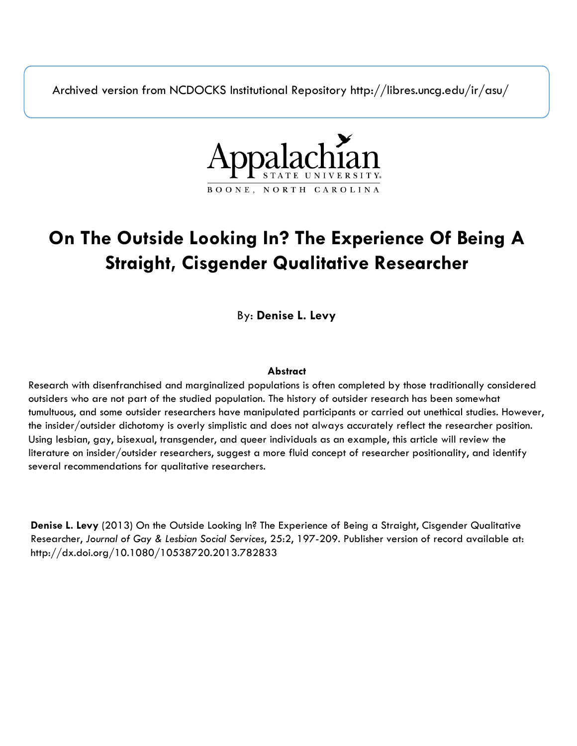Archived version from NCDOCKS Institutional Repository http://libres.uncg.edu/ir/asu/

Appalachian State University
BOONE, NORTH CAROLINA

# On The Outside Looking In? The Experience Of Being A Straight, Cisgender Qualitative Researcher

By: **Denise L. Levy**

**Abstract**

Research with disenfranchised and marginalized populations is often completed by those traditionally considered outsiders who are not part of the studied population. The history of outsider research has been somewhat tumultuous, and some outsider researchers have manipulated participants or carried out unethical studies. However, the insider/outsider dichotomy is overly simplistic and does not always accurately reflect the researcher position. Using lesbian, gay, bisexual, transgender, and queer individuals as an example, this article will review the literature on insider/outsider researchers, suggest a more fluid concept of researcher positionality, and identify several recommendations for qualitative researchers.

**Denise L. Levy** (2013) On the Outside Looking In? The Experience of Being a Straight, Cisgender Qualitative Researcher, *Journal of Gay & Lesbian Social Services*, 25:2, 197-209. Publisher version of record available at: http://dx.doi.org/10.1080/10538720.2013.782833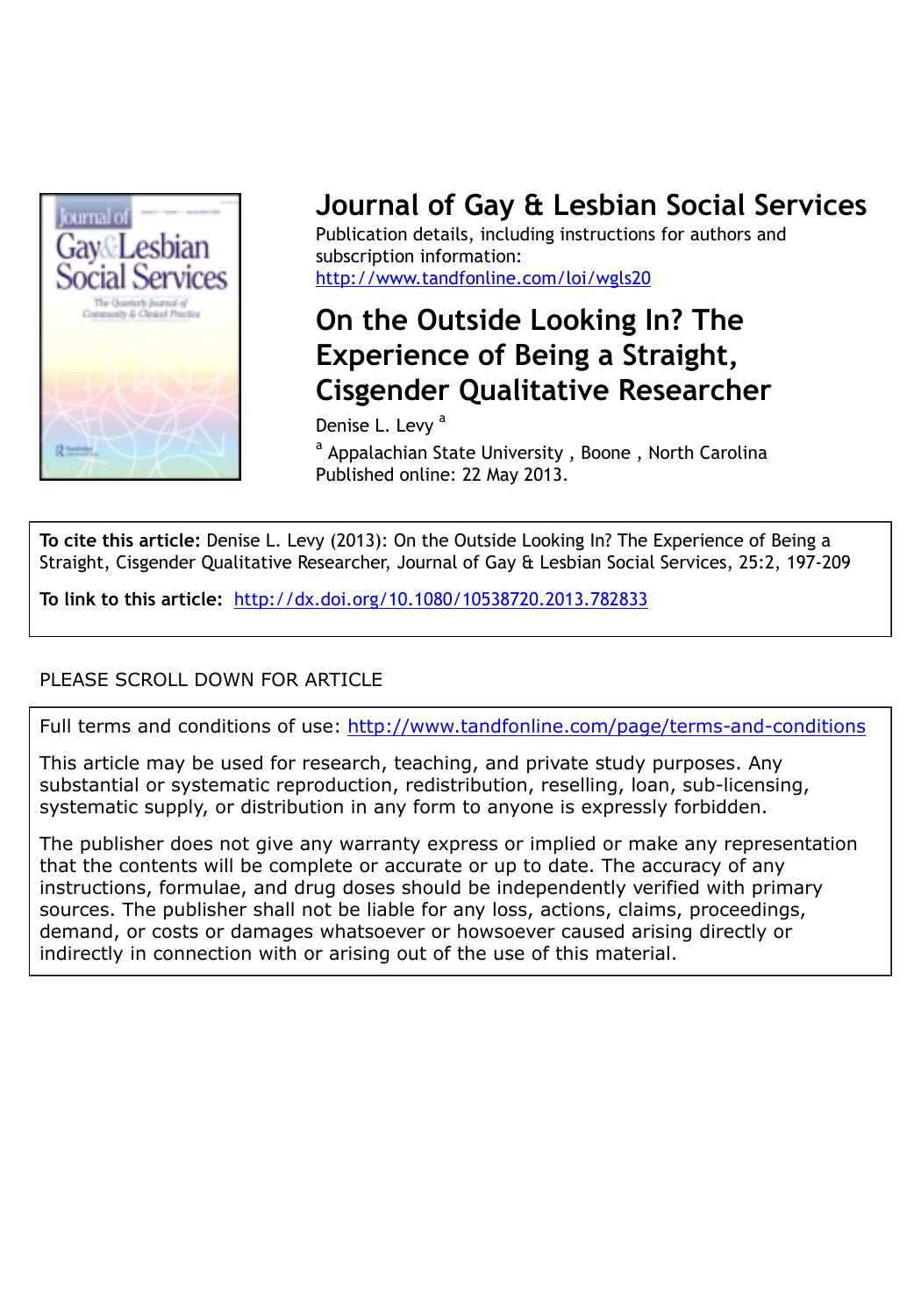# Journal of Gay & Lesbian Social Services

Publication details, including instructions for authors and subscription information:
http://www.tandfonline.com/loi/wgls20

## On the Outside Looking In? The Experience of Being a Straight, Cisgender Qualitative Researcher

Denise L. Levy [a]

[a] Appalachian State University , Boone , North Carolina

Published online: 22 May 2013.

**To cite this article:** Denise L. Levy (2013): On the Outside Looking In? The Experience of Being a Straight, Cisgender Qualitative Researcher, Journal of Gay & Lesbian Social Services, 25:2, 197-209

**To link to this article:** http://dx.doi.org/10.1080/10538720.2013.782833

PLEASE SCROLL DOWN FOR ARTICLE

Full terms and conditions of use: http://www.tandfonline.com/page/terms-and-conditions

This article may be used for research, teaching, and private study purposes. Any substantial or systematic reproduction, redistribution, reselling, loan, sub-licensing, systematic supply, or distribution in any form to anyone is expressly forbidden.

The publisher does not give any warranty express or implied or make any representation that the contents will be complete or accurate or up to date. The accuracy of any instructions, formulae, and drug doses should be independently verified with primary sources. The publisher shall not be liable for any loss, actions, claims, proceedings, demand, or costs or damages whatsoever or howsoever caused arising directly or indirectly in connection with or arising out of the use of this material.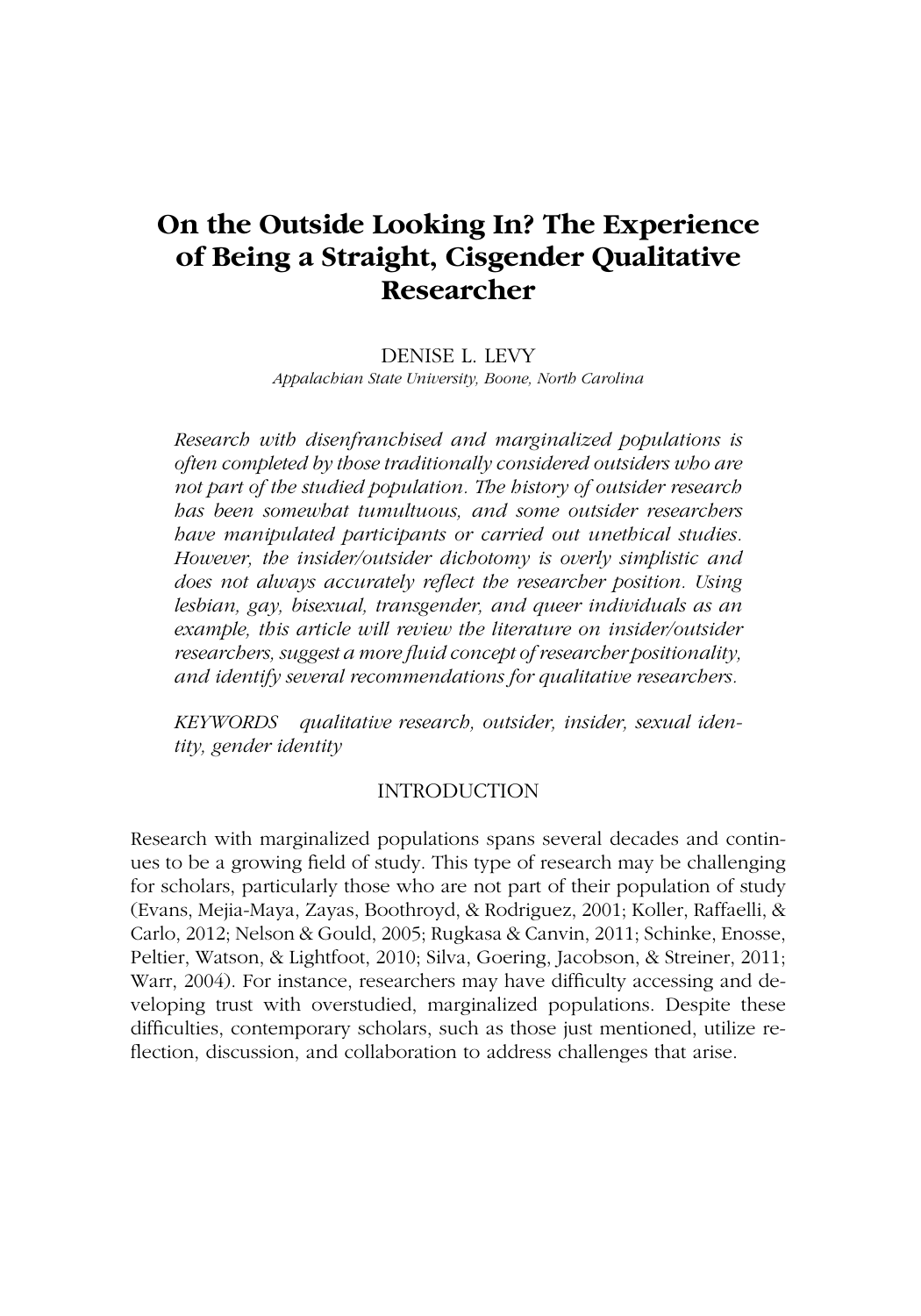# On the Outside Looking In? The Experience of Being a Straight, Cisgender Qualitative Researcher

DENISE L. LEVY

*Appalachian State University, Boone, North Carolina*

*Research with disenfranchised and marginalized populations is often completed by those traditionally considered outsiders who are not part of the studied population. The history of outsider research has been somewhat tumultuous, and some outsider researchers have manipulated participants or carried out unethical studies. However, the insider/outsider dichotomy is overly simplistic and does not always accurately reflect the researcher position. Using lesbian, gay, bisexual, transgender, and queer individuals as an example, this article will review the literature on insider/outsider researchers, suggest a more fluid concept of researcher positionality, and identify several recommendations for qualitative researchers.*

*KEYWORDS* qualitative research, outsider, insider, sexual identity, gender identity

## INTRODUCTION

Research with marginalized populations spans several decades and continues to be a growing field of study. This type of research may be challenging for scholars, particularly those who are not part of their population of study (Evans, Mejia-Maya, Zayas, Boothroyd, & Rodriguez, 2001; Koller, Raffaelli, & Carlo, 2012; Nelson & Gould, 2005; Rugkasa & Canvin, 2011; Schinke, Enosse, Peltier, Watson, & Lightfoot, 2010; Silva, Goering, Jacobson, & Streiner, 2011; Warr, 2004). For instance, researchers may have difficulty accessing and developing trust with overstudied, marginalized populations. Despite these difficulties, contemporary scholars, such as those just mentioned, utilize reflection, discussion, and collaboration to address challenges that arise.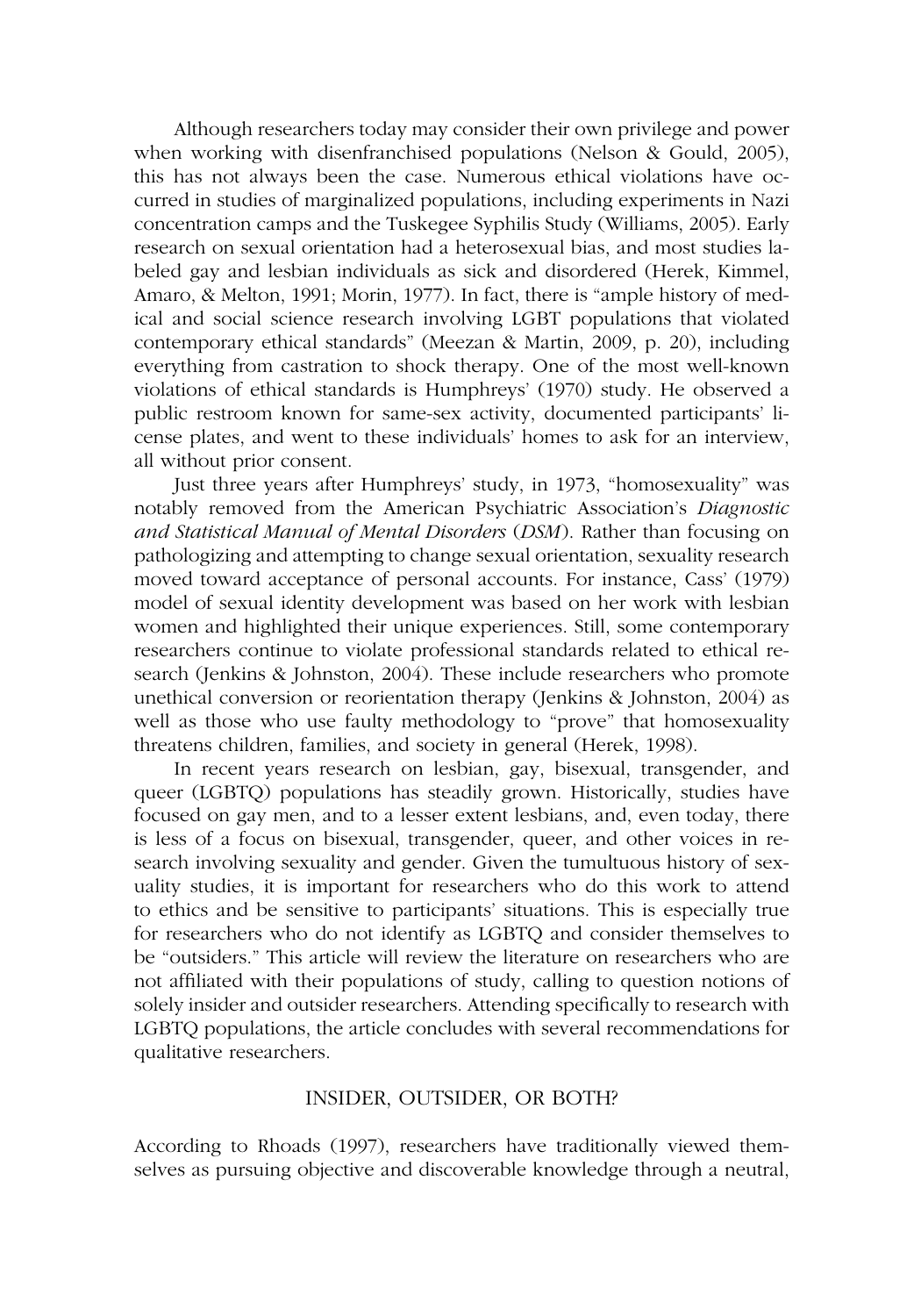Although researchers today may consider their own privilege and power when working with disenfranchised populations (Nelson & Gould, 2005), this has not always been the case. Numerous ethical violations have occurred in studies of marginalized populations, including experiments in Nazi concentration camps and the Tuskegee Syphilis Study (Williams, 2005). Early research on sexual orientation had a heterosexual bias, and most studies labeled gay and lesbian individuals as sick and disordered (Herek, Kimmel, Amaro, & Melton, 1991; Morin, 1977). In fact, there is "ample history of medical and social science research involving LGBT populations that violated contemporary ethical standards" (Meezan & Martin, 2009, p. 20), including everything from castration to shock therapy. One of the most well-known violations of ethical standards is Humphreys' (1970) study. He observed a public restroom known for same-sex activity, documented participants' license plates, and went to these individuals' homes to ask for an interview, all without prior consent.

Just three years after Humphreys' study, in 1973, "homosexuality" was notably removed from the American Psychiatric Association's *Diagnostic and Statistical Manual of Mental Disorders* (*DSM*). Rather than focusing on pathologizing and attempting to change sexual orientation, sexuality research moved toward acceptance of personal accounts. For instance, Cass' (1979) model of sexual identity development was based on her work with lesbian women and highlighted their unique experiences. Still, some contemporary researchers continue to violate professional standards related to ethical research (Jenkins & Johnston, 2004). These include researchers who promote unethical conversion or reorientation therapy (Jenkins & Johnston, 2004) as well as those who use faulty methodology to "prove" that homosexuality threatens children, families, and society in general (Herek, 1998).

In recent years research on lesbian, gay, bisexual, transgender, and queer (LGBTQ) populations has steadily grown. Historically, studies have focused on gay men, and to a lesser extent lesbians, and, even today, there is less of a focus on bisexual, transgender, queer, and other voices in research involving sexuality and gender. Given the tumultuous history of sexuality studies, it is important for researchers who do this work to attend to ethics and be sensitive to participants' situations. This is especially true for researchers who do not identify as LGBTQ and consider themselves to be "outsiders." This article will review the literature on researchers who are not affiliated with their populations of study, calling to question notions of solely insider and outsider researchers. Attending specifically to research with LGBTQ populations, the article concludes with several recommendations for qualitative researchers.

## INSIDER, OUTSIDER, OR BOTH?

According to Rhoads (1997), researchers have traditionally viewed themselves as pursuing objective and discoverable knowledge through a neutral,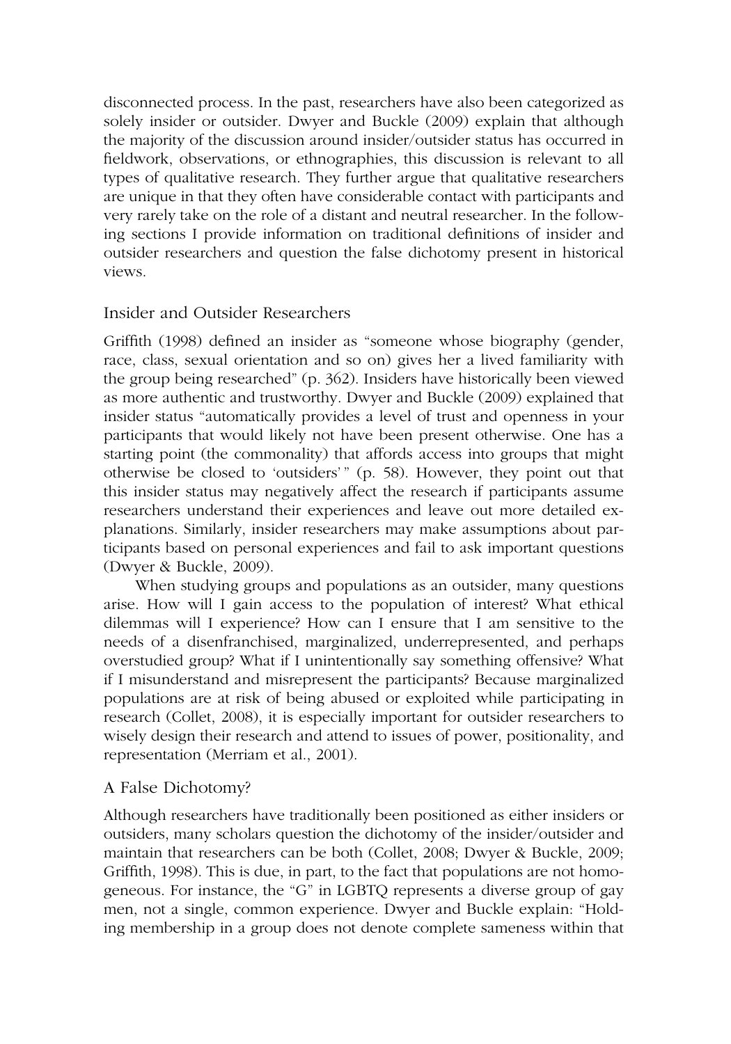disconnected process. In the past, researchers have also been categorized as solely insider or outsider. Dwyer and Buckle (2009) explain that although the majority of the discussion around insider/outsider status has occurred in fieldwork, observations, or ethnographies, this discussion is relevant to all types of qualitative research. They further argue that qualitative researchers are unique in that they often have considerable contact with participants and very rarely take on the role of a distant and neutral researcher. In the following sections I provide information on traditional definitions of insider and outsider researchers and question the false dichotomy present in historical views.

## Insider and Outsider Researchers

Griffith (1998) defined an insider as "someone whose biography (gender, race, class, sexual orientation and so on) gives her a lived familiarity with the group being researched" (p. 362). Insiders have historically been viewed as more authentic and trustworthy. Dwyer and Buckle (2009) explained that insider status "automatically provides a level of trust and openness in your participants that would likely not have been present otherwise. One has a starting point (the commonality) that affords access into groups that might otherwise be closed to 'outsiders'" (p. 58). However, they point out that this insider status may negatively affect the research if participants assume researchers understand their experiences and leave out more detailed explanations. Similarly, insider researchers may make assumptions about participants based on personal experiences and fail to ask important questions (Dwyer & Buckle, 2009).

When studying groups and populations as an outsider, many questions arise. How will I gain access to the population of interest? What ethical dilemmas will I experience? How can I ensure that I am sensitive to the needs of a disenfranchised, marginalized, underrepresented, and perhaps overstudied group? What if I unintentionally say something offensive? What if I misunderstand and misrepresent the participants? Because marginalized populations are at risk of being abused or exploited while participating in research (Collet, 2008), it is especially important for outsider researchers to wisely design their research and attend to issues of power, positionality, and representation (Merriam et al., 2001).

## A False Dichotomy?

Although researchers have traditionally been positioned as either insiders or outsiders, many scholars question the dichotomy of the insider/outsider and maintain that researchers can be both (Collet, 2008; Dwyer & Buckle, 2009; Griffith, 1998). This is due, in part, to the fact that populations are not homogeneous. For instance, the "G" in LGBTQ represents a diverse group of gay men, not a single, common experience. Dwyer and Buckle explain: "Holding membership in a group does not denote complete sameness within that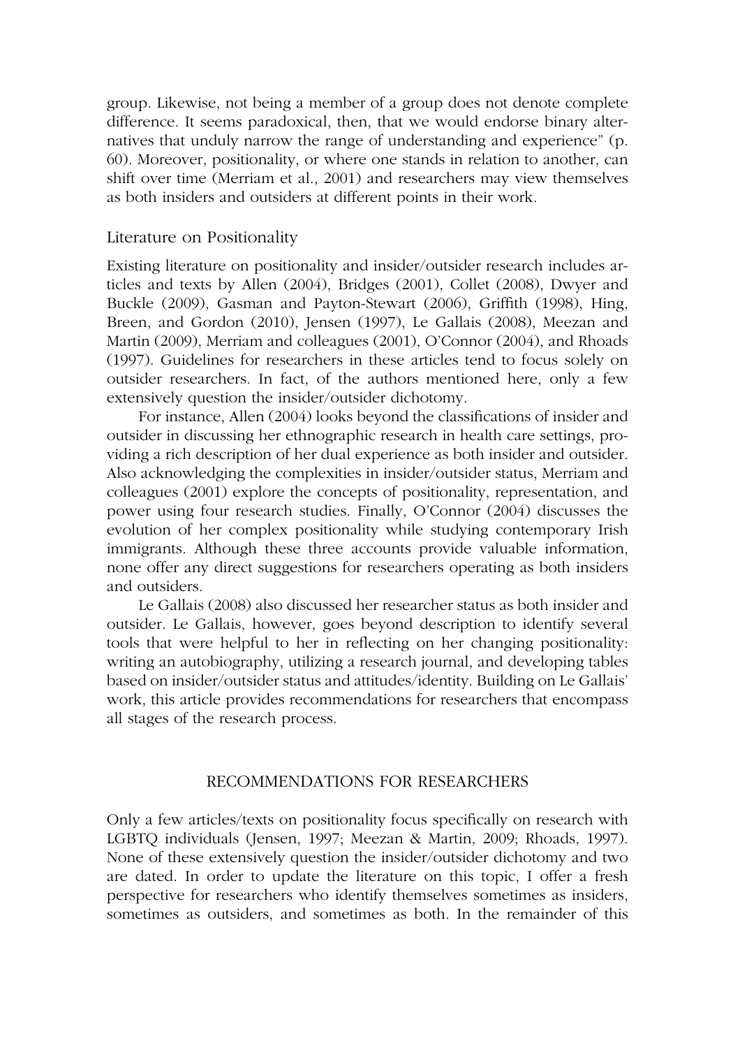group. Likewise, not being a member of a group does not denote complete difference. It seems paradoxical, then, that we would endorse binary alternatives that unduly narrow the range of understanding and experience" (p. 60). Moreover, positionality, or where one stands in relation to another, can shift over time (Merriam et al., 2001) and researchers may view themselves as both insiders and outsiders at different points in their work.

### Literature on Positionality

Existing literature on positionality and insider/outsider research includes articles and texts by Allen (2004), Bridges (2001), Collet (2008), Dwyer and Buckle (2009), Gasman and Payton-Stewart (2006), Griffith (1998), Hing, Breen, and Gordon (2010), Jensen (1997), Le Gallais (2008), Meezan and Martin (2009), Merriam and colleagues (2001), O'Connor (2004), and Rhoads (1997). Guidelines for researchers in these articles tend to focus solely on outsider researchers. In fact, of the authors mentioned here, only a few extensively question the insider/outsider dichotomy.

For instance, Allen (2004) looks beyond the classifications of insider and outsider in discussing her ethnographic research in health care settings, providing a rich description of her dual experience as both insider and outsider. Also acknowledging the complexities in insider/outsider status, Merriam and colleagues (2001) explore the concepts of positionality, representation, and power using four research studies. Finally, O'Connor (2004) discusses the evolution of her complex positionality while studying contemporary Irish immigrants. Although these three accounts provide valuable information, none offer any direct suggestions for researchers operating as both insiders and outsiders.

Le Gallais (2008) also discussed her researcher status as both insider and outsider. Le Gallais, however, goes beyond description to identify several tools that were helpful to her in reflecting on her changing positionality: writing an autobiography, utilizing a research journal, and developing tables based on insider/outsider status and attitudes/identity. Building on Le Gallais' work, this article provides recommendations for researchers that encompass all stages of the research process.

## RECOMMENDATIONS FOR RESEARCHERS

Only a few articles/texts on positionality focus specifically on research with LGBTQ individuals (Jensen, 1997; Meezan & Martin, 2009; Rhoads, 1997). None of these extensively question the insider/outsider dichotomy and two are dated. In order to update the literature on this topic, I offer a fresh perspective for researchers who identify themselves sometimes as insiders, sometimes as outsiders, and sometimes as both. In the remainder of this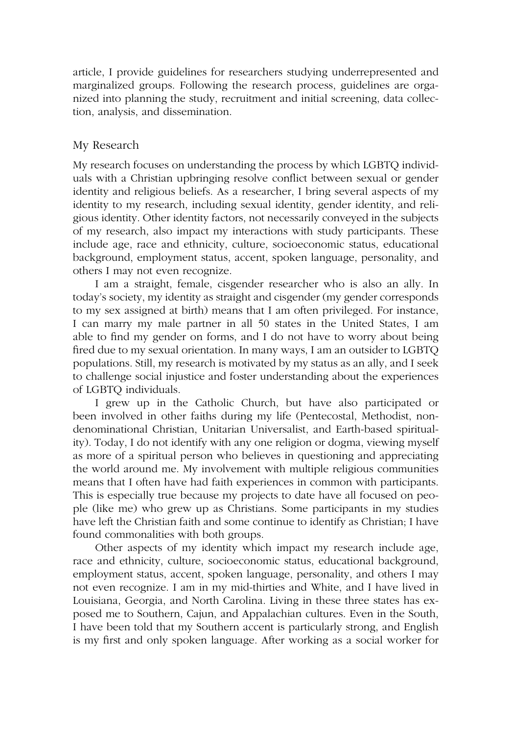article, I provide guidelines for researchers studying underrepresented and marginalized groups. Following the research process, guidelines are organized into planning the study, recruitment and initial screening, data collection, analysis, and dissemination.

## My Research

My research focuses on understanding the process by which LGBTQ individuals with a Christian upbringing resolve conflict between sexual or gender identity and religious beliefs. As a researcher, I bring several aspects of my identity to my research, including sexual identity, gender identity, and religious identity. Other identity factors, not necessarily conveyed in the subjects of my research, also impact my interactions with study participants. These include age, race and ethnicity, culture, socioeconomic status, educational background, employment status, accent, spoken language, personality, and others I may not even recognize.

I am a straight, female, cisgender researcher who is also an ally. In today's society, my identity as straight and cisgender (my gender corresponds to my sex assigned at birth) means that I am often privileged. For instance, I can marry my male partner in all 50 states in the United States, I am able to find my gender on forms, and I do not have to worry about being fired due to my sexual orientation. In many ways, I am an outsider to LGBTQ populations. Still, my research is motivated by my status as an ally, and I seek to challenge social injustice and foster understanding about the experiences of LGBTQ individuals.

I grew up in the Catholic Church, but have also participated or been involved in other faiths during my life (Pentecostal, Methodist, non-denominational Christian, Unitarian Universalist, and Earth-based spirituality). Today, I do not identify with any one religion or dogma, viewing myself as more of a spiritual person who believes in questioning and appreciating the world around me. My involvement with multiple religious communities means that I often have had faith experiences in common with participants. This is especially true because my projects to date have all focused on people (like me) who grew up as Christians. Some participants in my studies have left the Christian faith and some continue to identify as Christian; I have found commonalities with both groups.

Other aspects of my identity which impact my research include age, race and ethnicity, culture, socioeconomic status, educational background, employment status, accent, spoken language, personality, and others I may not even recognize. I am in my mid-thirties and White, and I have lived in Louisiana, Georgia, and North Carolina. Living in these three states has exposed me to Southern, Cajun, and Appalachian cultures. Even in the South, I have been told that my Southern accent is particularly strong, and English is my first and only spoken language. After working as a social worker for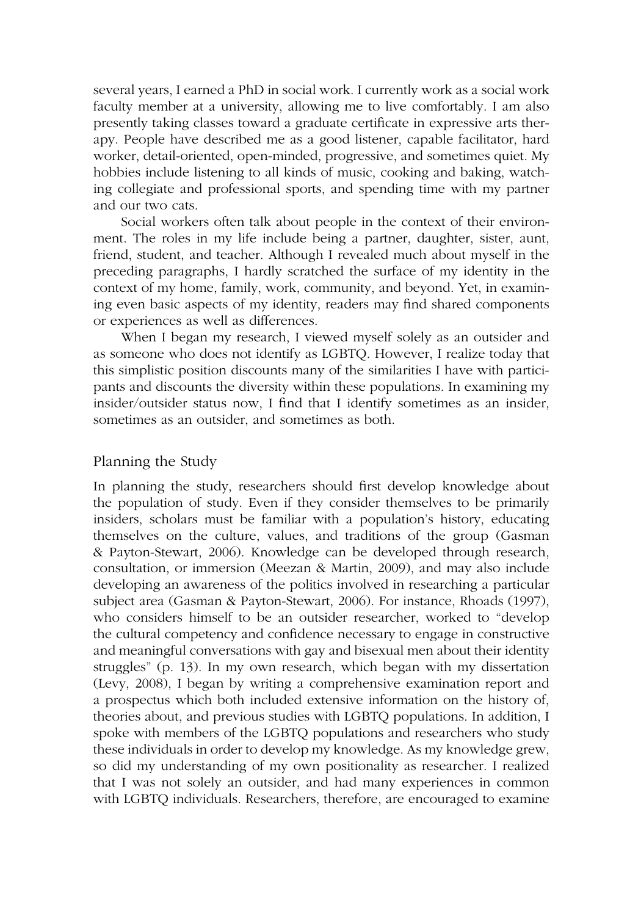several years, I earned a PhD in social work. I currently work as a social work faculty member at a university, allowing me to live comfortably. I am also presently taking classes toward a graduate certificate in expressive arts therapy. People have described me as a good listener, capable facilitator, hard worker, detail-oriented, open-minded, progressive, and sometimes quiet. My hobbies include listening to all kinds of music, cooking and baking, watching collegiate and professional sports, and spending time with my partner and our two cats.

Social workers often talk about people in the context of their environment. The roles in my life include being a partner, daughter, sister, aunt, friend, student, and teacher. Although I revealed much about myself in the preceding paragraphs, I hardly scratched the surface of my identity in the context of my home, family, work, community, and beyond. Yet, in examining even basic aspects of my identity, readers may find shared components or experiences as well as differences.

When I began my research, I viewed myself solely as an outsider and as someone who does not identify as LGBTQ. However, I realize today that this simplistic position discounts many of the similarities I have with participants and discounts the diversity within these populations. In examining my insider/outsider status now, I find that I identify sometimes as an insider, sometimes as an outsider, and sometimes as both.

## Planning the Study

In planning the study, researchers should first develop knowledge about the population of study. Even if they consider themselves to be primarily insiders, scholars must be familiar with a population's history, educating themselves on the culture, values, and traditions of the group (Gasman & Payton-Stewart, 2006). Knowledge can be developed through research, consultation, or immersion (Meezan & Martin, 2009), and may also include developing an awareness of the politics involved in researching a particular subject area (Gasman & Payton-Stewart, 2006). For instance, Rhoads (1997), who considers himself to be an outsider researcher, worked to "develop the cultural competency and confidence necessary to engage in constructive and meaningful conversations with gay and bisexual men about their identity struggles" (p. 13). In my own research, which began with my dissertation (Levy, 2008), I began by writing a comprehensive examination report and a prospectus which both included extensive information on the history of, theories about, and previous studies with LGBTQ populations. In addition, I spoke with members of the LGBTQ populations and researchers who study these individuals in order to develop my knowledge. As my knowledge grew, so did my understanding of my own positionality as researcher. I realized that I was not solely an outsider, and had many experiences in common with LGBTQ individuals. Researchers, therefore, are encouraged to examine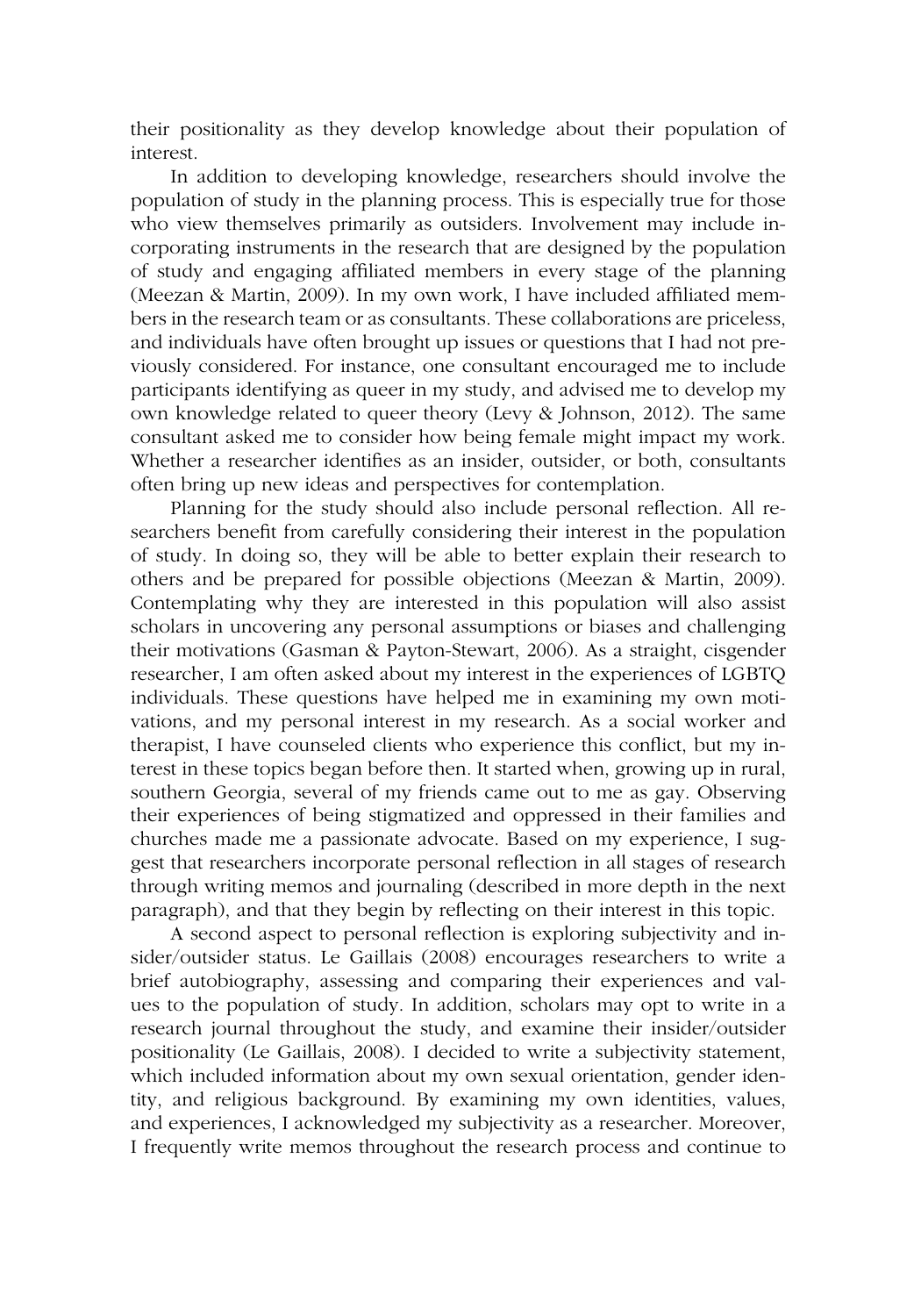their positionality as they develop knowledge about their population of interest.

In addition to developing knowledge, researchers should involve the population of study in the planning process. This is especially true for those who view themselves primarily as outsiders. Involvement may include incorporating instruments in the research that are designed by the population of study and engaging affiliated members in every stage of the planning (Meezan & Martin, 2009). In my own work, I have included affiliated members in the research team or as consultants. These collaborations are priceless, and individuals have often brought up issues or questions that I had not previously considered. For instance, one consultant encouraged me to include participants identifying as queer in my study, and advised me to develop my own knowledge related to queer theory (Levy & Johnson, 2012). The same consultant asked me to consider how being female might impact my work. Whether a researcher identifies as an insider, outsider, or both, consultants often bring up new ideas and perspectives for contemplation.

Planning for the study should also include personal reflection. All researchers benefit from carefully considering their interest in the population of study. In doing so, they will be able to better explain their research to others and be prepared for possible objections (Meezan & Martin, 2009). Contemplating why they are interested in this population will also assist scholars in uncovering any personal assumptions or biases and challenging their motivations (Gasman & Payton-Stewart, 2006). As a straight, cisgender researcher, I am often asked about my interest in the experiences of LGBTQ individuals. These questions have helped me in examining my own motivations, and my personal interest in my research. As a social worker and therapist, I have counseled clients who experience this conflict, but my interest in these topics began before then. It started when, growing up in rural, southern Georgia, several of my friends came out to me as gay. Observing their experiences of being stigmatized and oppressed in their families and churches made me a passionate advocate. Based on my experience, I suggest that researchers incorporate personal reflection in all stages of research through writing memos and journaling (described in more depth in the next paragraph), and that they begin by reflecting on their interest in this topic.

A second aspect to personal reflection is exploring subjectivity and insider/outsider status. Le Gaillais (2008) encourages researchers to write a brief autobiography, assessing and comparing their experiences and values to the population of study. In addition, scholars may opt to write in a research journal throughout the study, and examine their insider/outsider positionality (Le Gaillais, 2008). I decided to write a subjectivity statement, which included information about my own sexual orientation, gender identity, and religious background. By examining my own identities, values, and experiences, I acknowledged my subjectivity as a researcher. Moreover, I frequently write memos throughout the research process and continue to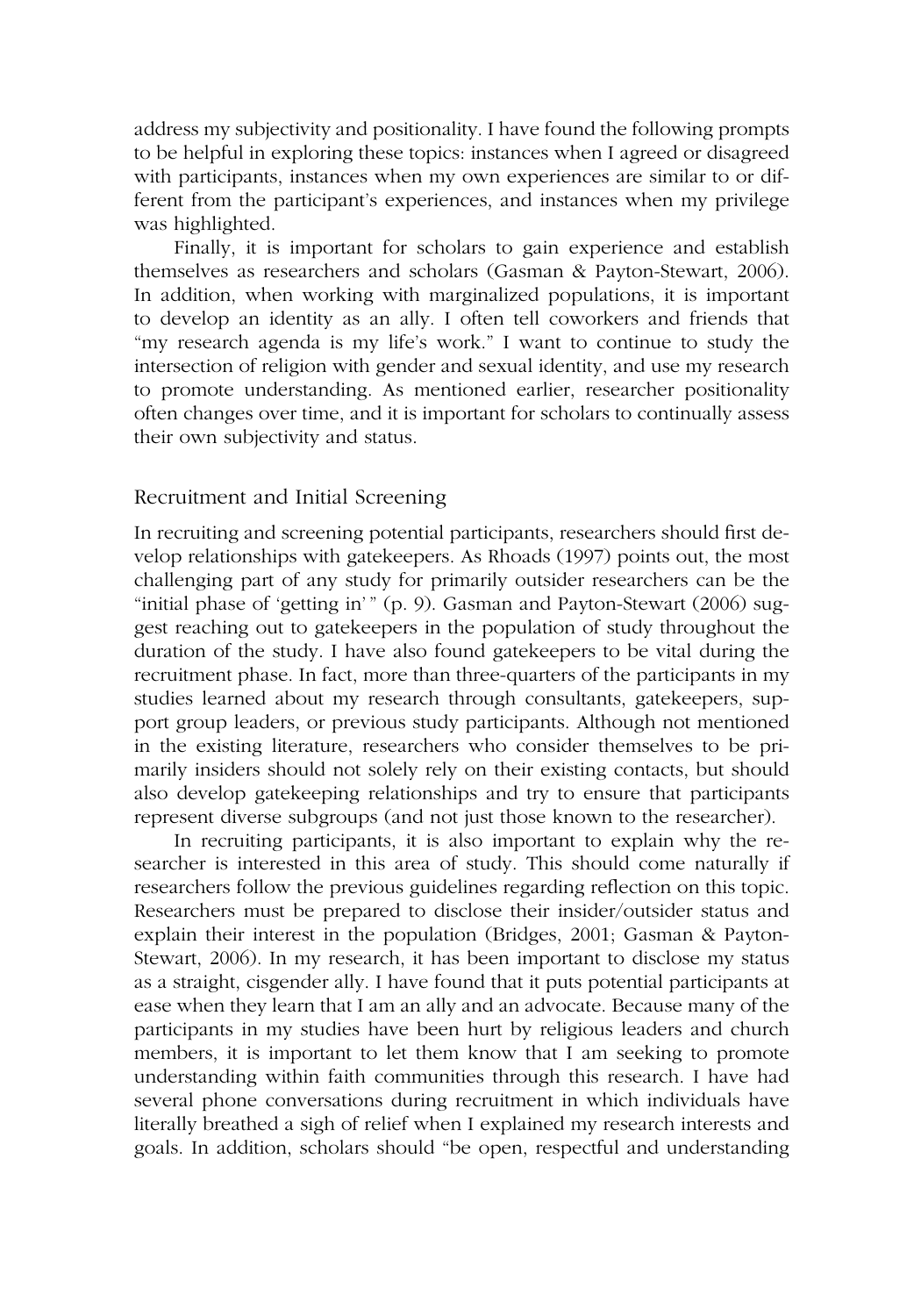address my subjectivity and positionality. I have found the following prompts to be helpful in exploring these topics: instances when I agreed or disagreed with participants, instances when my own experiences are similar to or different from the participant's experiences, and instances when my privilege was highlighted.

Finally, it is important for scholars to gain experience and establish themselves as researchers and scholars (Gasman & Payton-Stewart, 2006). In addition, when working with marginalized populations, it is important to develop an identity as an ally. I often tell coworkers and friends that "my research agenda is my life's work." I want to continue to study the intersection of religion with gender and sexual identity, and use my research to promote understanding. As mentioned earlier, researcher positionality often changes over time, and it is important for scholars to continually assess their own subjectivity and status.

## Recruitment and Initial Screening

In recruiting and screening potential participants, researchers should first develop relationships with gatekeepers. As Rhoads (1997) points out, the most challenging part of any study for primarily outsider researchers can be the "initial phase of 'getting in'" (p. 9). Gasman and Payton-Stewart (2006) suggest reaching out to gatekeepers in the population of study throughout the duration of the study. I have also found gatekeepers to be vital during the recruitment phase. In fact, more than three-quarters of the participants in my studies learned about my research through consultants, gatekeepers, support group leaders, or previous study participants. Although not mentioned in the existing literature, researchers who consider themselves to be primarily insiders should not solely rely on their existing contacts, but should also develop gatekeeping relationships and try to ensure that participants represent diverse subgroups (and not just those known to the researcher).

In recruiting participants, it is also important to explain why the researcher is interested in this area of study. This should come naturally if researchers follow the previous guidelines regarding reflection on this topic. Researchers must be prepared to disclose their insider/outsider status and explain their interest in the population (Bridges, 2001; Gasman & Payton-Stewart, 2006). In my research, it has been important to disclose my status as a straight, cisgender ally. I have found that it puts potential participants at ease when they learn that I am an ally and an advocate. Because many of the participants in my studies have been hurt by religious leaders and church members, it is important to let them know that I am seeking to promote understanding within faith communities through this research. I have had several phone conversations during recruitment in which individuals have literally breathed a sigh of relief when I explained my research interests and goals. In addition, scholars should "be open, respectful and understanding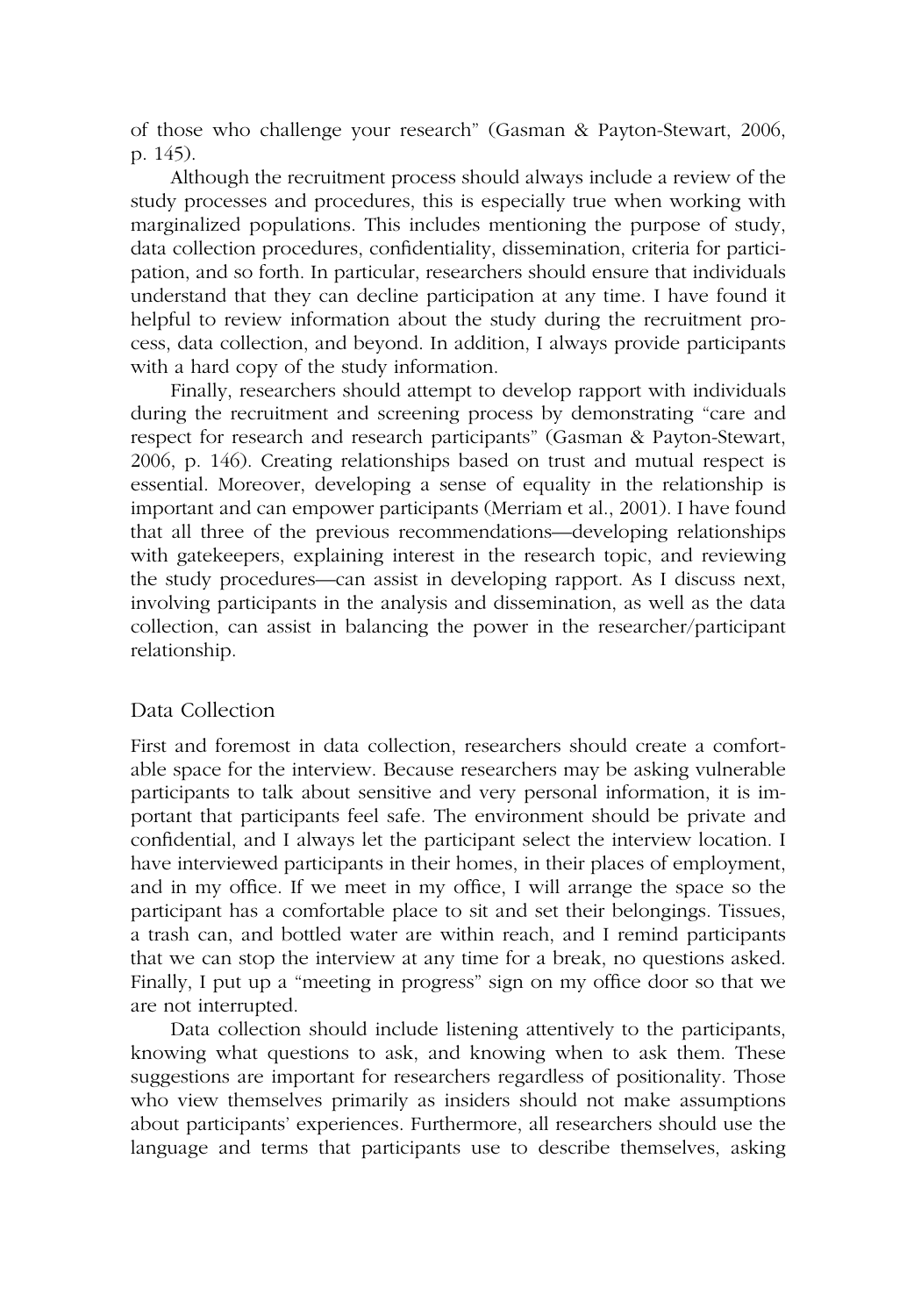of those who challenge your research" (Gasman & Payton-Stewart, 2006, p. 145).

Although the recruitment process should always include a review of the study processes and procedures, this is especially true when working with marginalized populations. This includes mentioning the purpose of study, data collection procedures, confidentiality, dissemination, criteria for participation, and so forth. In particular, researchers should ensure that individuals understand that they can decline participation at any time. I have found it helpful to review information about the study during the recruitment process, data collection, and beyond. In addition, I always provide participants with a hard copy of the study information.

Finally, researchers should attempt to develop rapport with individuals during the recruitment and screening process by demonstrating "care and respect for research and research participants" (Gasman & Payton-Stewart, 2006, p. 146). Creating relationships based on trust and mutual respect is essential. Moreover, developing a sense of equality in the relationship is important and can empower participants (Merriam et al., 2001). I have found that all three of the previous recommendations—developing relationships with gatekeepers, explaining interest in the research topic, and reviewing the study procedures—can assist in developing rapport. As I discuss next, involving participants in the analysis and dissemination, as well as the data collection, can assist in balancing the power in the researcher/participant relationship.

## Data Collection

First and foremost in data collection, researchers should create a comfortable space for the interview. Because researchers may be asking vulnerable participants to talk about sensitive and very personal information, it is important that participants feel safe. The environment should be private and confidential, and I always let the participant select the interview location. I have interviewed participants in their homes, in their places of employment, and in my office. If we meet in my office, I will arrange the space so the participant has a comfortable place to sit and set their belongings. Tissues, a trash can, and bottled water are within reach, and I remind participants that we can stop the interview at any time for a break, no questions asked. Finally, I put up a "meeting in progress" sign on my office door so that we are not interrupted.

Data collection should include listening attentively to the participants, knowing what questions to ask, and knowing when to ask them. These suggestions are important for researchers regardless of positionality. Those who view themselves primarily as insiders should not make assumptions about participants' experiences. Furthermore, all researchers should use the language and terms that participants use to describe themselves, asking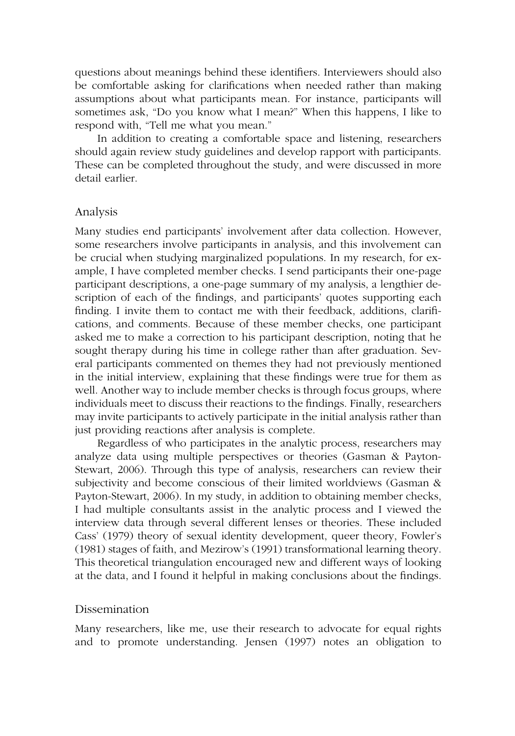questions about meanings behind these identifiers. Interviewers should also be comfortable asking for clarifications when needed rather than making assumptions about what participants mean. For instance, participants will sometimes ask, "Do you know what I mean?" When this happens, I like to respond with, "Tell me what you mean."

In addition to creating a comfortable space and listening, researchers should again review study guidelines and develop rapport with participants. These can be completed throughout the study, and were discussed in more detail earlier.

## Analysis

Many studies end participants' involvement after data collection. However, some researchers involve participants in analysis, and this involvement can be crucial when studying marginalized populations. In my research, for example, I have completed member checks. I send participants their one-page participant descriptions, a one-page summary of my analysis, a lengthier description of each of the findings, and participants' quotes supporting each finding. I invite them to contact me with their feedback, additions, clarifications, and comments. Because of these member checks, one participant asked me to make a correction to his participant description, noting that he sought therapy during his time in college rather than after graduation. Several participants commented on themes they had not previously mentioned in the initial interview, explaining that these findings were true for them as well. Another way to include member checks is through focus groups, where individuals meet to discuss their reactions to the findings. Finally, researchers may invite participants to actively participate in the initial analysis rather than just providing reactions after analysis is complete.

Regardless of who participates in the analytic process, researchers may analyze data using multiple perspectives or theories (Gasman & Payton-Stewart, 2006). Through this type of analysis, researchers can review their subjectivity and become conscious of their limited worldviews (Gasman & Payton-Stewart, 2006). In my study, in addition to obtaining member checks, I had multiple consultants assist in the analytic process and I viewed the interview data through several different lenses or theories. These included Cass' (1979) theory of sexual identity development, queer theory, Fowler's (1981) stages of faith, and Mezirow's (1991) transformational learning theory. This theoretical triangulation encouraged new and different ways of looking at the data, and I found it helpful in making conclusions about the findings.

## Dissemination

Many researchers, like me, use their research to advocate for equal rights and to promote understanding. Jensen (1997) notes an obligation to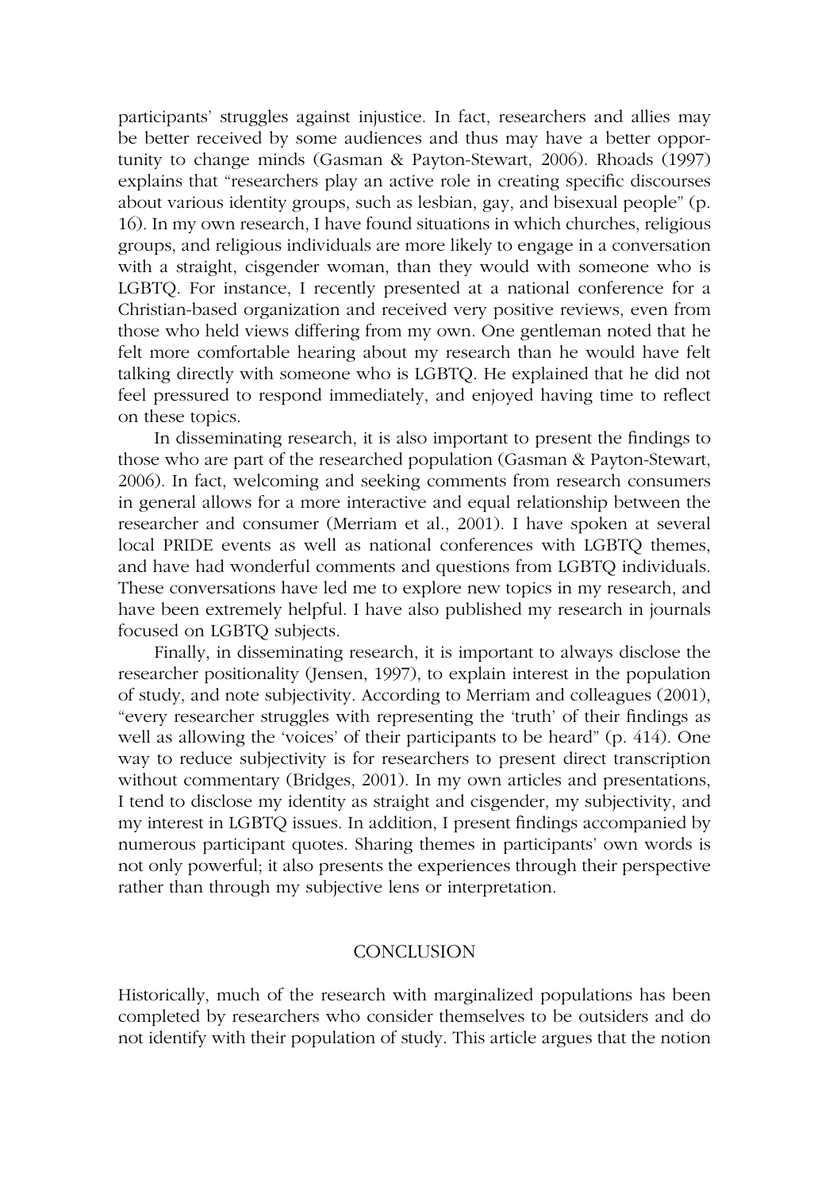participants' struggles against injustice. In fact, researchers and allies may be better received by some audiences and thus may have a better opportunity to change minds (Gasman & Payton-Stewart, 2006). Rhoads (1997) explains that "researchers play an active role in creating specific discourses about various identity groups, such as lesbian, gay, and bisexual people" (p. 16). In my own research, I have found situations in which churches, religious groups, and religious individuals are more likely to engage in a conversation with a straight, cisgender woman, than they would with someone who is LGBTQ. For instance, I recently presented at a national conference for a Christian-based organization and received very positive reviews, even from those who held views differing from my own. One gentleman noted that he felt more comfortable hearing about my research than he would have felt talking directly with someone who is LGBTQ. He explained that he did not feel pressured to respond immediately, and enjoyed having time to reflect on these topics.

In disseminating research, it is also important to present the findings to those who are part of the researched population (Gasman & Payton-Stewart, 2006). In fact, welcoming and seeking comments from research consumers in general allows for a more interactive and equal relationship between the researcher and consumer (Merriam et al., 2001). I have spoken at several local PRIDE events as well as national conferences with LGBTQ themes, and have had wonderful comments and questions from LGBTQ individuals. These conversations have led me to explore new topics in my research, and have been extremely helpful. I have also published my research in journals focused on LGBTQ subjects.

Finally, in disseminating research, it is important to always disclose the researcher positionality (Jensen, 1997), to explain interest in the population of study, and note subjectivity. According to Merriam and colleagues (2001), "every researcher struggles with representing the 'truth' of their findings as well as allowing the 'voices' of their participants to be heard" (p. 414). One way to reduce subjectivity is for researchers to present direct transcription without commentary (Bridges, 2001). In my own articles and presentations, I tend to disclose my identity as straight and cisgender, my subjectivity, and my interest in LGBTQ issues. In addition, I present findings accompanied by numerous participant quotes. Sharing themes in participants' own words is not only powerful; it also presents the experiences through their perspective rather than through my subjective lens or interpretation.

## CONCLUSION

Historically, much of the research with marginalized populations has been completed by researchers who consider themselves to be outsiders and do not identify with their population of study. This article argues that the notion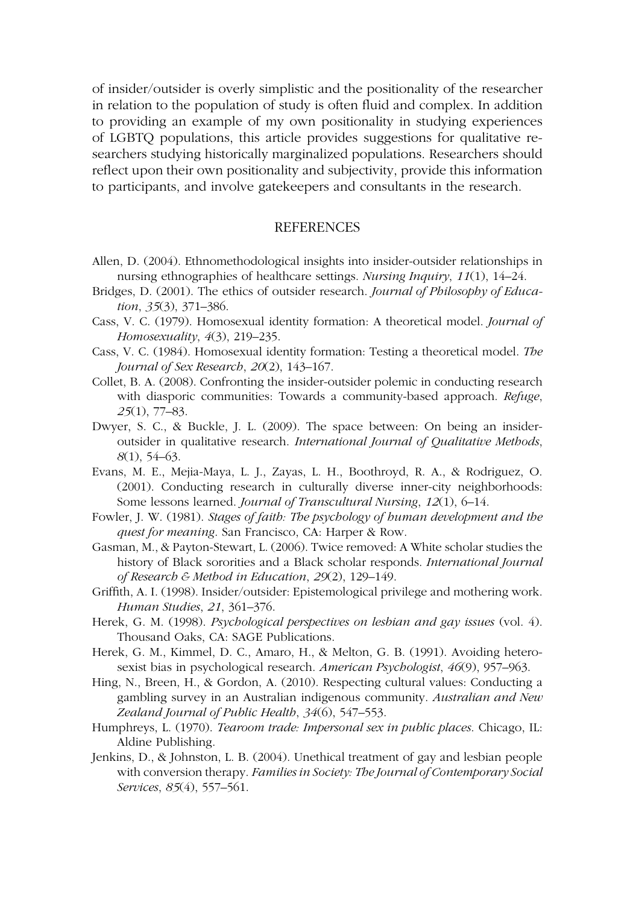of insider/outsider is overly simplistic and the positionality of the researcher in relation to the population of study is often fluid and complex. In addition to providing an example of my own positionality in studying experiences of LGBTQ populations, this article provides suggestions for qualitative researchers studying historically marginalized populations. Researchers should reflect upon their own positionality and subjectivity, provide this information to participants, and involve gatekeepers and consultants in the research.

## REFERENCES

Allen, D. (2004). Ethnomethodological insights into insider-outsider relationships in nursing ethnographies of healthcare settings. *Nursing Inquiry*, *11*(1), 14–24.

Bridges, D. (2001). The ethics of outsider research. *Journal of Philosophy of Education*, *35*(3), 371–386.

Cass, V. C. (1979). Homosexual identity formation: A theoretical model. *Journal of Homosexuality*, *4*(3), 219–235.

Cass, V. C. (1984). Homosexual identity formation: Testing a theoretical model. *The Journal of Sex Research*, *20*(2), 143–167.

Collet, B. A. (2008). Confronting the insider-outsider polemic in conducting research with diasporic communities: Towards a community-based approach. *Refuge*, *25*(1), 77–83.

Dwyer, S. C., & Buckle, J. L. (2009). The space between: On being an insider-outsider in qualitative research. *International Journal of Qualitative Methods*, *8*(1), 54–63.

Evans, M. E., Mejia-Maya, L. J., Zayas, L. H., Boothroyd, R. A., & Rodriguez, O. (2001). Conducting research in culturally diverse inner-city neighborhoods: Some lessons learned. *Journal of Transcultural Nursing*, *12*(1), 6–14.

Fowler, J. W. (1981). *Stages of faith: The psychology of human development and the quest for meaning*. San Francisco, CA: Harper & Row.

Gasman, M., & Payton-Stewart, L. (2006). Twice removed: A White scholar studies the history of Black sororities and a Black scholar responds. *International Journal of Research & Method in Education*, *29*(2), 129–149.

Griffith, A. I. (1998). Insider/outsider: Epistemological privilege and mothering work. *Human Studies*, *21*, 361–376.

Herek, G. M. (1998). *Psychological perspectives on lesbian and gay issues* (vol. 4). Thousand Oaks, CA: SAGE Publications.

Herek, G. M., Kimmel, D. C., Amaro, H., & Melton, G. B. (1991). Avoiding heterosexist bias in psychological research. *American Psychologist*, *46*(9), 957–963.

Hing, N., Breen, H., & Gordon, A. (2010). Respecting cultural values: Conducting a gambling survey in an Australian indigenous community. *Australian and New Zealand Journal of Public Health*, *34*(6), 547–553.

Humphreys, L. (1970). *Tearoom trade: Impersonal sex in public places*. Chicago, IL: Aldine Publishing.

Jenkins, D., & Johnston, L. B. (2004). Unethical treatment of gay and lesbian people with conversion therapy. *Families in Society: The Journal of Contemporary Social Services*, *85*(4), 557–561.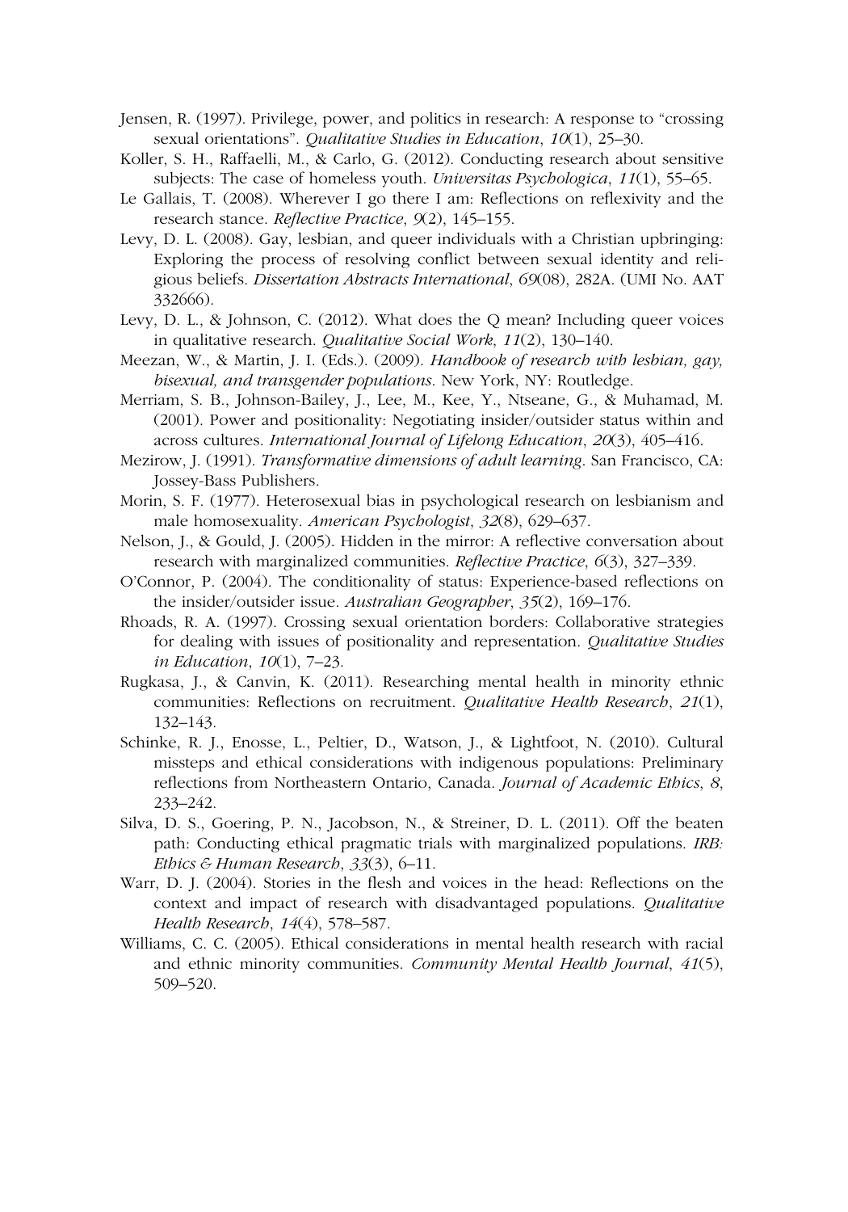Jensen, R. (1997). Privilege, power, and politics in research: A response to "crossing sexual orientations". *Qualitative Studies in Education*, *10*(1), 25–30.

Koller, S. H., Raffaelli, M., & Carlo, G. (2012). Conducting research about sensitive subjects: The case of homeless youth. *Universitas Psychologica*, *11*(1), 55–65.

Le Gallais, T. (2008). Wherever I go there I am: Reflections on reflexivity and the research stance. *Reflective Practice*, *9*(2), 145–155.

Levy, D. L. (2008). Gay, lesbian, and queer individuals with a Christian upbringing: Exploring the process of resolving conflict between sexual identity and religious beliefs. *Dissertation Abstracts International*, *69*(08), 282A. (UMI No. AAT 332666).

Levy, D. L., & Johnson, C. (2012). What does the Q mean? Including queer voices in qualitative research. *Qualitative Social Work*, *11*(2), 130–140.

Meezan, W., & Martin, J. I. (Eds.). (2009). *Handbook of research with lesbian, gay, bisexual, and transgender populations*. New York, NY: Routledge.

Merriam, S. B., Johnson-Bailey, J., Lee, M., Kee, Y., Ntseane, G., & Muhamad, M. (2001). Power and positionality: Negotiating insider/outsider status within and across cultures. *International Journal of Lifelong Education*, *20*(3), 405–416.

Mezirow, J. (1991). *Transformative dimensions of adult learning*. San Francisco, CA: Jossey-Bass Publishers.

Morin, S. F. (1977). Heterosexual bias in psychological research on lesbianism and male homosexuality. *American Psychologist*, *32*(8), 629–637.

Nelson, J., & Gould, J. (2005). Hidden in the mirror: A reflective conversation about research with marginalized communities. *Reflective Practice*, *6*(3), 327–339.

O'Connor, P. (2004). The conditionality of status: Experience-based reflections on the insider/outsider issue. *Australian Geographer*, *35*(2), 169–176.

Rhoads, R. A. (1997). Crossing sexual orientation borders: Collaborative strategies for dealing with issues of positionality and representation. *Qualitative Studies in Education*, *10*(1), 7–23.

Rugkasa, J., & Canvin, K. (2011). Researching mental health in minority ethnic communities: Reflections on recruitment. *Qualitative Health Research*, *21*(1), 132–143.

Schinke, R. J., Enosse, L., Peltier, D., Watson, J., & Lightfoot, N. (2010). Cultural missteps and ethical considerations with indigenous populations: Preliminary reflections from Northeastern Ontario, Canada. *Journal of Academic Ethics*, *8*, 233–242.

Silva, D. S., Goering, P. N., Jacobson, N., & Streiner, D. L. (2011). Off the beaten path: Conducting ethical pragmatic trials with marginalized populations. *IRB: Ethics & Human Research*, *33*(3), 6–11.

Warr, D. J. (2004). Stories in the flesh and voices in the head: Reflections on the context and impact of research with disadvantaged populations. *Qualitative Health Research*, *14*(4), 578–587.

Williams, C. C. (2005). Ethical considerations in mental health research with racial and ethnic minority communities. *Community Mental Health Journal*, *41*(5), 509–520.